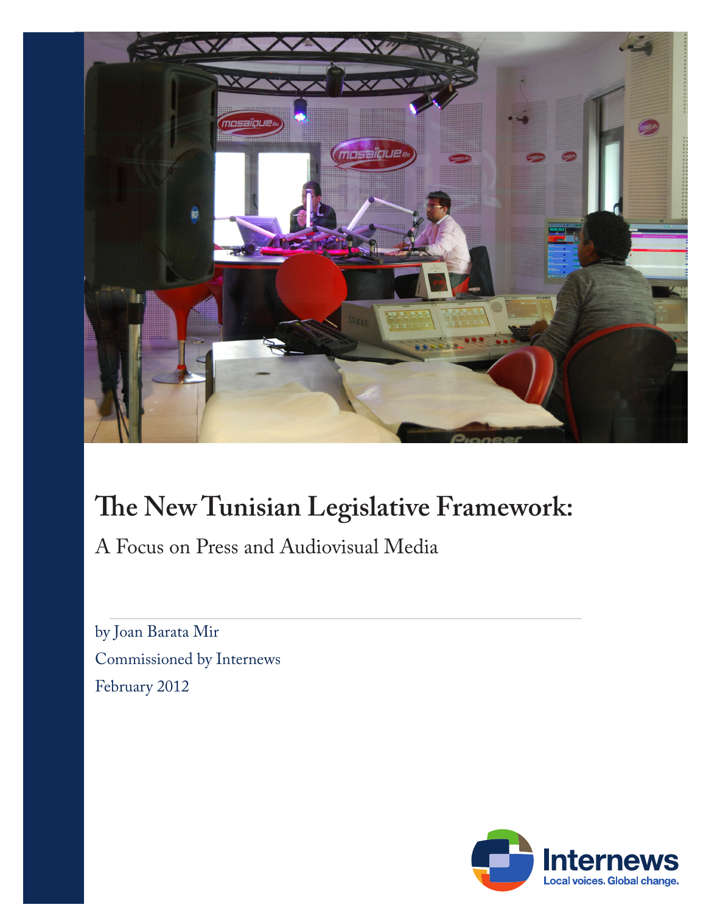# The New Tunisian Legislative Framework:

## A Focus on Press and Audiovisual Media

by Joan Barata Mir

Commissioned by Internews

February 2012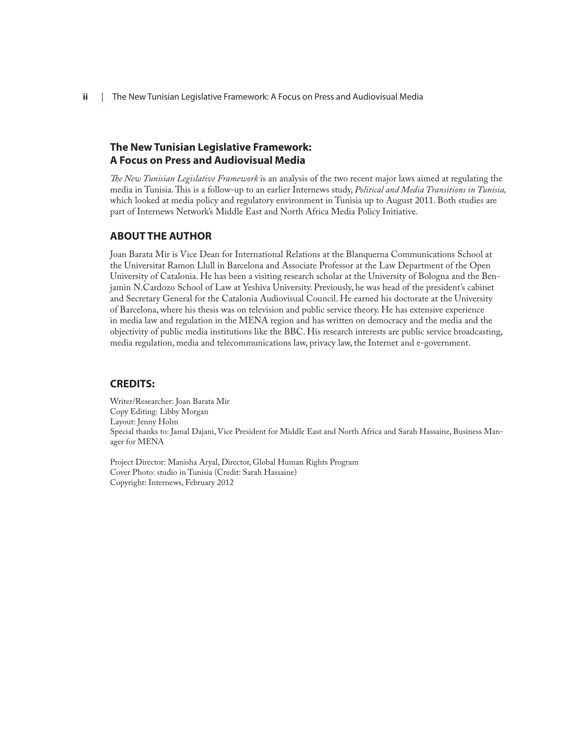## The New Tunisian Legislative Framework: A Focus on Press and Audiovisual Media

*The New Tunisian Legislative Framework* is an analysis of the two recent major laws aimed at regulating the media in Tunisia. This is a follow-up to an earlier Internews study, *Political and Media Transitions in Tunisia,* which looked at media policy and regulatory environment in Tunisia up to August 2011. Both studies are part of Internews Network's Middle East and North Africa Media Policy Initiative.

## ABOUT THE AUTHOR

Joan Barata Mir is Vice Dean for International Relations at the Blanquerna Communications School at the Universitat Ramon Llull in Barcelona and Associate Professor at the Law Department of the Open University of Catalonia. He has been a visiting research scholar at the University of Bologna and the Benjamin N.Cardozo School of Law at Yeshiva University. Previously, he was head of the president's cabinet and Secretary General for the Catalonia Audiovisual Council. He earned his doctorate at the University of Barcelona, where his thesis was on television and public service theory. He has extensive experience in media law and regulation in the MENA region and has written on democracy and the media and the objectivity of public media institutions like the BBC. His research interests are public service broadcasting, media regulation, media and telecommunications law, privacy law, the Internet and e-government.

## CREDITS:

Writer/Researcher: Joan Barata Mir
Copy Editing: Libby Morgan
Layout: Jenny Holm
Special thanks to: Jamal Dajani, Vice President for Middle East and North Africa and Sarah Hassaine, Business Manager for MENA

Project Director: Manisha Aryal, Director, Global Human Rights Program
Cover Photo: studio in Tunisia (Credit: Sarah Hassaine)
Copyright: Internews, February 2012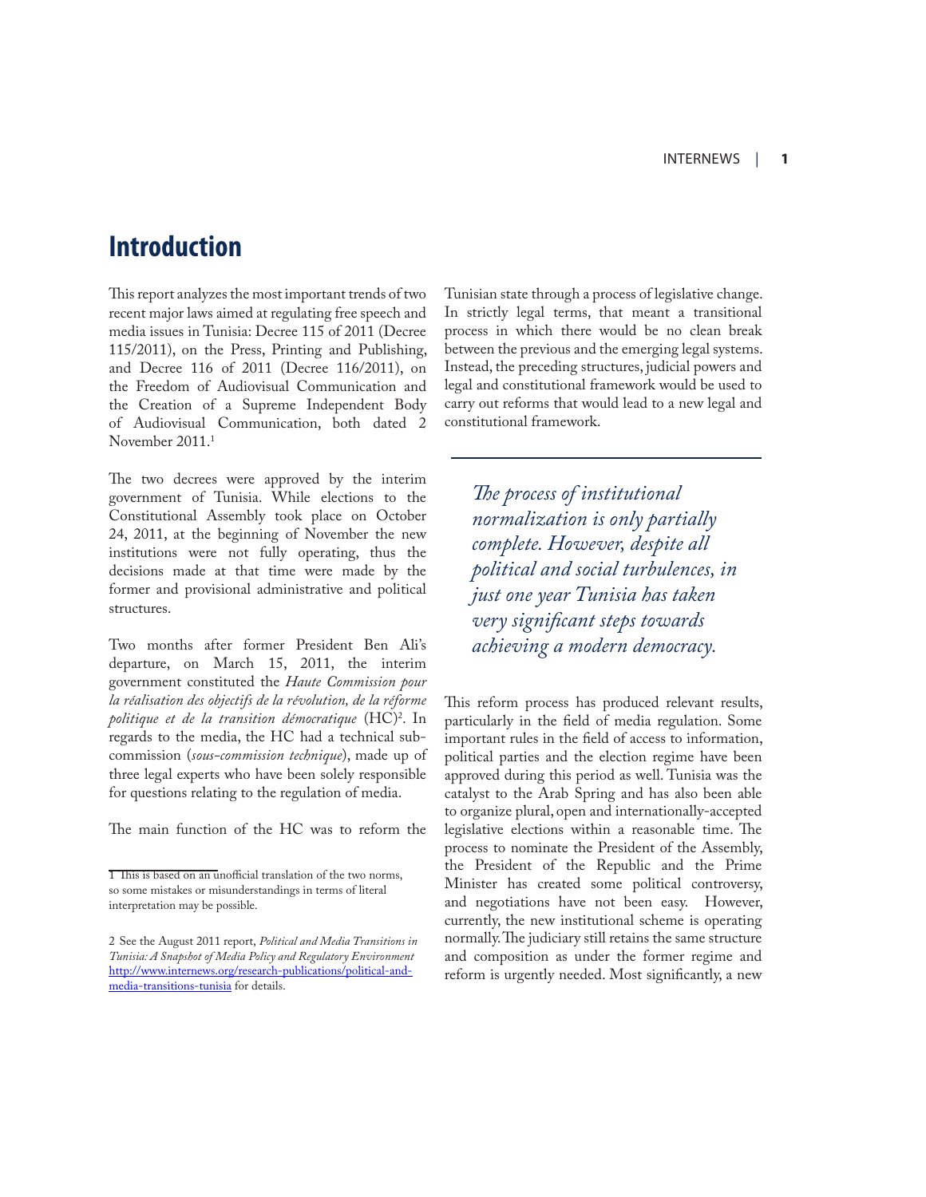# Introduction

This report analyzes the most important trends of two recent major laws aimed at regulating free speech and media issues in Tunisia: Decree 115 of 2011 (Decree 115/2011), on the Press, Printing and Publishing, and Decree 116 of 2011 (Decree 116/2011), on the Freedom of Audiovisual Communication and the Creation of a Supreme Independent Body of Audiovisual Communication, both dated 2 November 2011.[1]

The two decrees were approved by the interim government of Tunisia. While elections to the Constitutional Assembly took place on October 24, 2011, at the beginning of November the new institutions were not fully operating, thus the decisions made at that time were made by the former and provisional administrative and political structures.

Two months after former President Ben Ali's departure, on March 15, 2011, the interim government constituted the *Haute Commission pour la réalisation des objectifs de la révolution, de la réforme politique et de la transition démocratique* (HC)[2]. In regards to the media, the HC had a technical sub-commission (*sous-commission technique*), made up of three legal experts who have been solely responsible for questions relating to the regulation of media.

The main function of the HC was to reform the Tunisian state through a process of legislative change. In strictly legal terms, that meant a transitional process in which there would be no clean break between the previous and the emerging legal systems. Instead, the preceding structures, judicial powers and legal and constitutional framework would be used to carry out reforms that would lead to a new legal and constitutional framework.

> *The process of institutional normalization is only partially complete. However, despite all political and social turbulences, in just one year Tunisia has taken very significant steps towards achieving a modern democracy.*

This reform process has produced relevant results, particularly in the field of media regulation. Some important rules in the field of access to information, political parties and the election regime have been approved during this period as well. Tunisia was the catalyst to the Arab Spring and has also been able to organize plural, open and internationally-accepted legislative elections within a reasonable time. The process to nominate the President of the Assembly, the President of the Republic and the Prime Minister has created some political controversy, and negotiations have not been easy. However, currently, the new institutional scheme is operating normally. The judiciary still retains the same structure and composition as under the former regime and reform is urgently needed. Most significantly, a new

---

1 This is based on an unofficial translation of the two norms, so some mistakes or misunderstandings in terms of literal interpretation may be possible.

2 See the August 2011 report, *Political and Media Transitions in Tunisia: A Snapshot of Media Policy and Regulatory Environment* http://www.internews.org/research-publications/political-and-media-transitions-tunisia for details.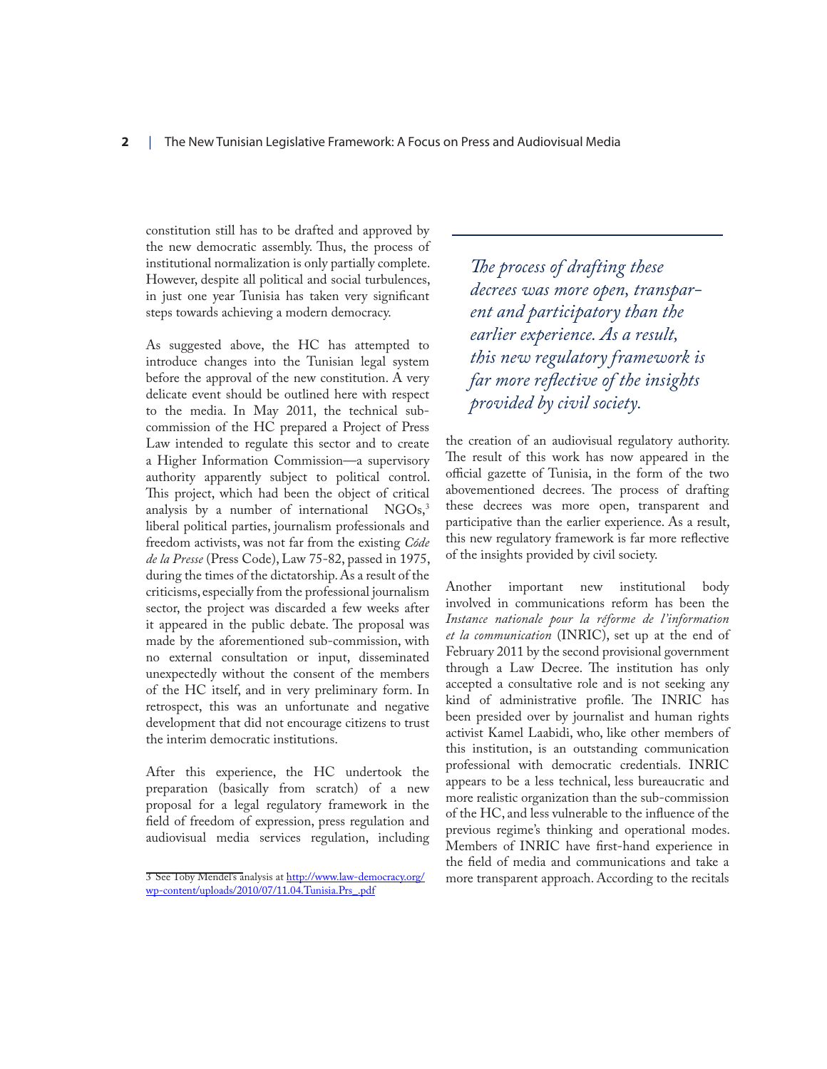constitution still has to be drafted and approved by the new democratic assembly. Thus, the process of institutional normalization is only partially complete. However, despite all political and social turbulences, in just one year Tunisia has taken very significant steps towards achieving a modern democracy.

As suggested above, the HC has attempted to introduce changes into the Tunisian legal system before the approval of the new constitution. A very delicate event should be outlined here with respect to the media. In May 2011, the technical sub-commission of the HC prepared a Project of Press Law intended to regulate this sector and to create a Higher Information Commission—a supervisory authority apparently subject to political control. This project, which had been the object of critical analysis by a number of international NGOs,[3] liberal political parties, journalism professionals and freedom activists, was not far from the existing *Códe de la Presse* (Press Code), Law 75-82, passed in 1975, during the times of the dictatorship. As a result of the criticisms, especially from the professional journalism sector, the project was discarded a few weeks after it appeared in the public debate. The proposal was made by the aforementioned sub-commission, with no external consultation or input, disseminated unexpectedly without the consent of the members of the HC itself, and in very preliminary form. In retrospect, this was an unfortunate and negative development that did not encourage citizens to trust the interim democratic institutions.

After this experience, the HC undertook the preparation (basically from scratch) of a new proposal for a legal regulatory framework in the field of freedom of expression, press regulation and audiovisual media services regulation, including the creation of an audiovisual regulatory authority. The result of this work has now appeared in the official gazette of Tunisia, in the form of the two abovementioned decrees. The process of drafting these decrees was more open, transparent and participative than the earlier experience. As a result, this new regulatory framework is far more reflective of the insights provided by civil society.

> *The process of drafting these decrees was more open, transparent and participatory than the earlier experience. As a result, this new regulatory framework is far more reflective of the insights provided by civil society.*

Another important new institutional body involved in communications reform has been the *Instance nationale pour la réforme de l'information et la communication* (INRIC), set up at the end of February 2011 by the second provisional government through a Law Decree. The institution has only accepted a consultative role and is not seeking any kind of administrative profile. The INRIC has been presided over by journalist and human rights activist Kamel Laabidi, who, like other members of this institution, is an outstanding communication professional with democratic credentials. INRIC appears to be a less technical, less bureaucratic and more realistic organization than the sub-commission of the HC, and less vulnerable to the influence of the previous regime's thinking and operational modes. Members of INRIC have first-hand experience in the field of media and communications and take a more transparent approach. According to the recitals

[3] See Toby Mendel's analysis at http://www.law-democracy.org/wp-content/uploads/2010/07/11.04.Tunisia.Prs_.pdf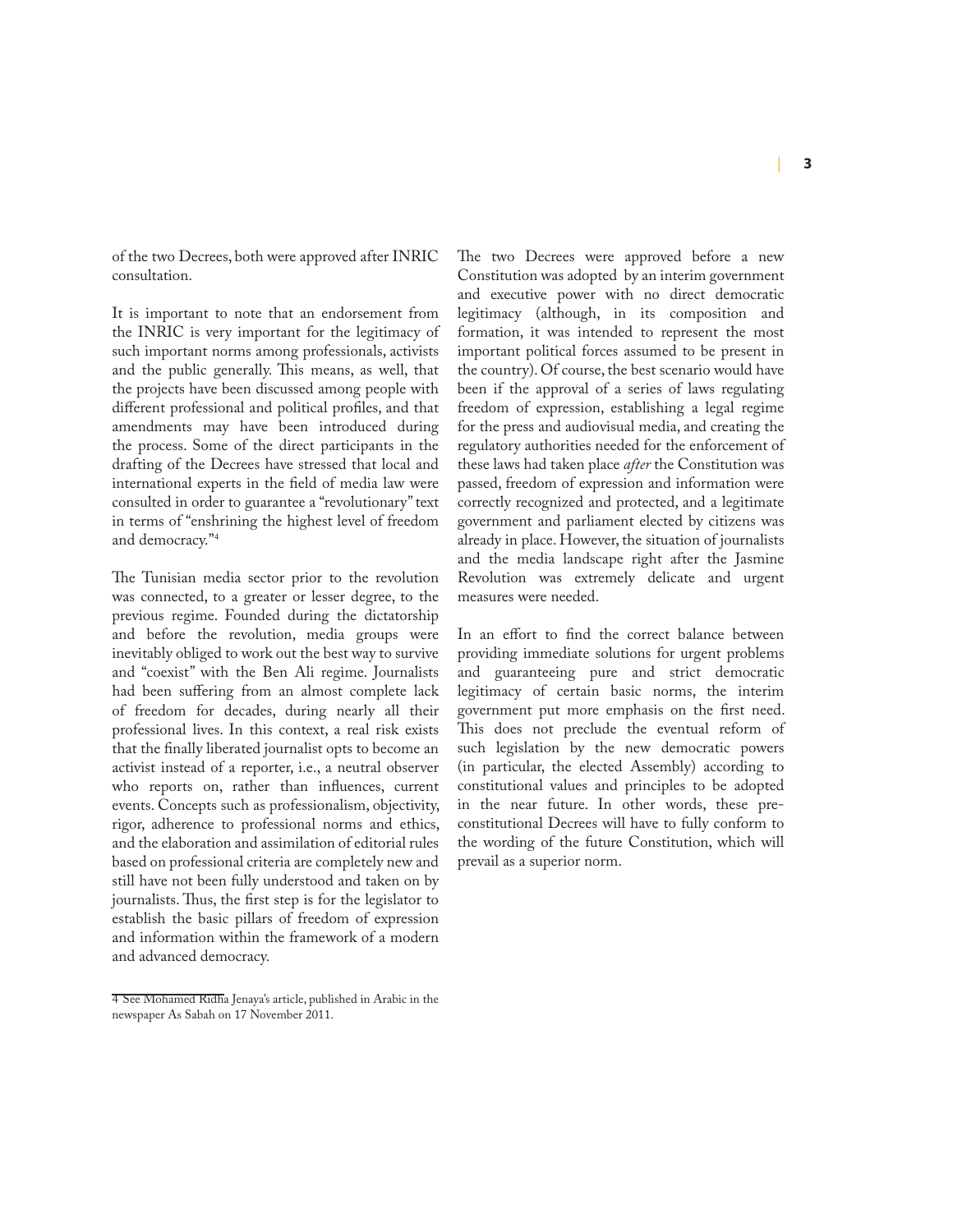of the two Decrees, both were approved after INRIC consultation.

It is important to note that an endorsement from the INRIC is very important for the legitimacy of such important norms among professionals, activists and the public generally. This means, as well, that the projects have been discussed among people with different professional and political profiles, and that amendments may have been introduced during the process. Some of the direct participants in the drafting of the Decrees have stressed that local and international experts in the field of media law were consulted in order to guarantee a "revolutionary" text in terms of "enshrining the highest level of freedom and democracy."[4]

The Tunisian media sector prior to the revolution was connected, to a greater or lesser degree, to the previous regime. Founded during the dictatorship and before the revolution, media groups were inevitably obliged to work out the best way to survive and "coexist" with the Ben Ali regime. Journalists had been suffering from an almost complete lack of freedom for decades, during nearly all their professional lives. In this context, a real risk exists that the finally liberated journalist opts to become an activist instead of a reporter, i.e., a neutral observer who reports on, rather than influences, current events. Concepts such as professionalism, objectivity, rigor, adherence to professional norms and ethics, and the elaboration and assimilation of editorial rules based on professional criteria are completely new and still have not been fully understood and taken on by journalists. Thus, the first step is for the legislator to establish the basic pillars of freedom of expression and information within the framework of a modern and advanced democracy.

The two Decrees were approved before a new Constitution was adopted by an interim government and executive power with no direct democratic legitimacy (although, in its composition and formation, it was intended to represent the most important political forces assumed to be present in the country). Of course, the best scenario would have been if the approval of a series of laws regulating freedom of expression, establishing a legal regime for the press and audiovisual media, and creating the regulatory authorities needed for the enforcement of these laws had taken place *after* the Constitution was passed, freedom of expression and information were correctly recognized and protected, and a legitimate government and parliament elected by citizens was already in place. However, the situation of journalists and the media landscape right after the Jasmine Revolution was extremely delicate and urgent measures were needed.

In an effort to find the correct balance between providing immediate solutions for urgent problems and guaranteeing pure and strict democratic legitimacy of certain basic norms, the interim government put more emphasis on the first need. This does not preclude the eventual reform of such legislation by the new democratic powers (in particular, the elected Assembly) according to constitutional values and principles to be adopted in the near future. In other words, these pre-constitutional Decrees will have to fully conform to the wording of the future Constitution, which will prevail as a superior norm.

4 See Mohamed Ridha Jenaya's article, published in Arabic in the newspaper As Sabah on 17 November 2011.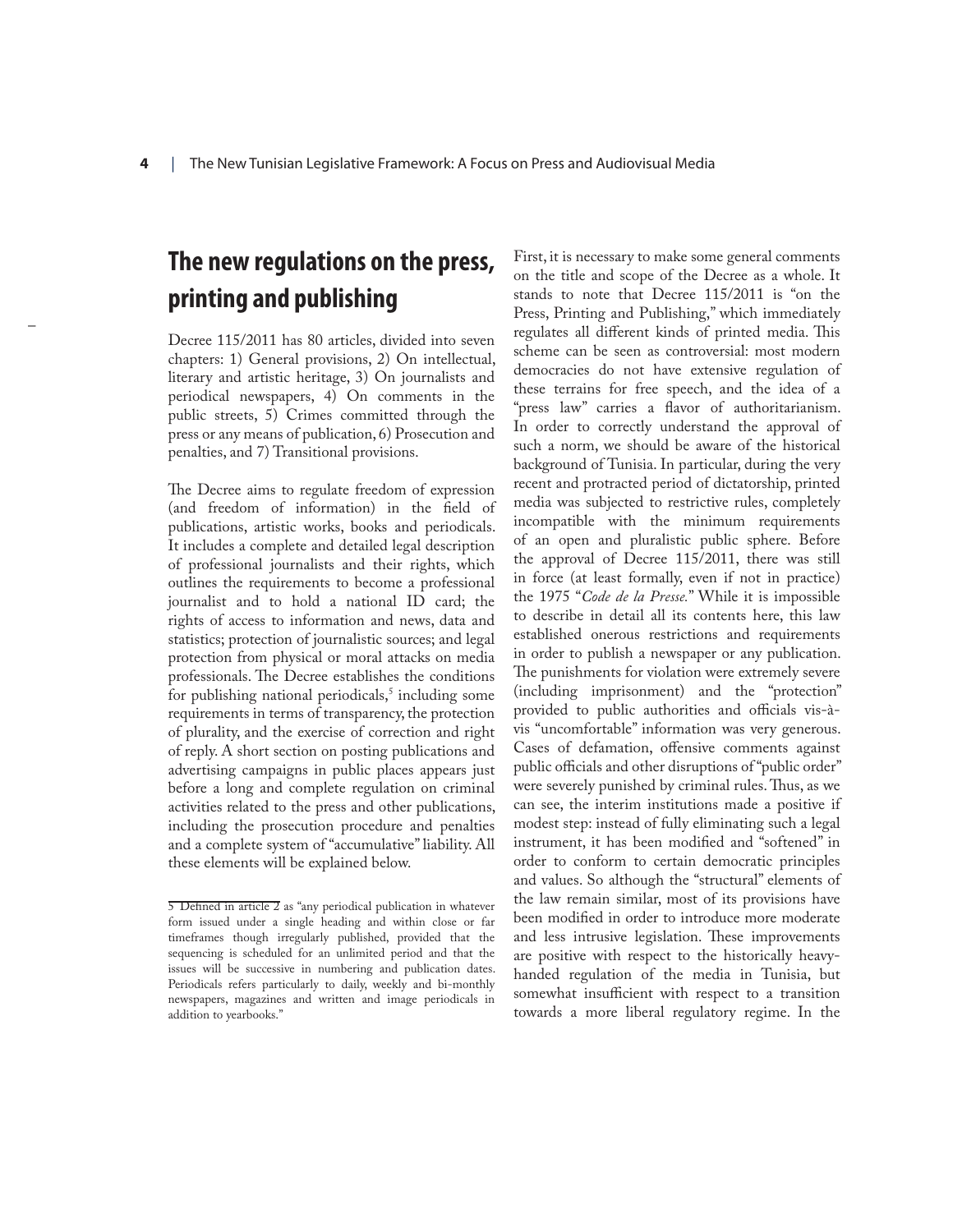## The new regulations on the press, printing and publishing

Decree 115/2011 has 80 articles, divided into seven chapters: 1) General provisions, 2) On intellectual, literary and artistic heritage, 3) On journalists and periodical newspapers, 4) On comments in the public streets, 5) Crimes committed through the press or any means of publication, 6) Prosecution and penalties, and 7) Transitional provisions.

The Decree aims to regulate freedom of expression (and freedom of information) in the field of publications, artistic works, books and periodicals. It includes a complete and detailed legal description of professional journalists and their rights, which outlines the requirements to become a professional journalist and to hold a national ID card; the rights of access to information and news, data and statistics; protection of journalistic sources; and legal protection from physical or moral attacks on media professionals. The Decree establishes the conditions for publishing national periodicals,[5] including some requirements in terms of transparency, the protection of plurality, and the exercise of correction and right of reply. A short section on posting publications and advertising campaigns in public places appears just before a long and complete regulation on criminal activities related to the press and other publications, including the prosecution procedure and penalties and a complete system of "accumulative" liability. All these elements will be explained below.

First, it is necessary to make some general comments on the title and scope of the Decree as a whole. It stands to note that Decree 115/2011 is "on the Press, Printing and Publishing," which immediately regulates all different kinds of printed media. This scheme can be seen as controversial: most modern democracies do not have extensive regulation of these terrains for free speech, and the idea of a "press law" carries a flavor of authoritarianism. In order to correctly understand the approval of such a norm, we should be aware of the historical background of Tunisia. In particular, during the very recent and protracted period of dictatorship, printed media was subjected to restrictive rules, completely incompatible with the minimum requirements of an open and pluralistic public sphere. Before the approval of Decree 115/2011, there was still in force (at least formally, even if not in practice) the 1975 "*Code de la Presse.*" While it is impossible to describe in detail all its contents here, this law established onerous restrictions and requirements in order to publish a newspaper or any publication. The punishments for violation were extremely severe (including imprisonment) and the "protection" provided to public authorities and officials vis-à-vis "uncomfortable" information was very generous. Cases of defamation, offensive comments against public officials and other disruptions of "public order" were severely punished by criminal rules. Thus, as we can see, the interim institutions made a positive if modest step: instead of fully eliminating such a legal instrument, it has been modified and "softened" in order to conform to certain democratic principles and values. So although the "structural" elements of the law remain similar, most of its provisions have been modified in order to introduce more moderate and less intrusive legislation. These improvements are positive with respect to the historically heavy-handed regulation of the media in Tunisia, but somewhat insufficient with respect to a transition towards a more liberal regulatory regime. In the

---

5 Defined in article 2 as "any periodical publication in whatever form issued under a single heading and within close or far timeframes though irregularly published, provided that the sequencing is scheduled for an unlimited period and that the issues will be successive in numbering and publication dates. Periodicals refers particularly to daily, weekly and bi-monthly newspapers, magazines and written and image periodicals in addition to yearbooks."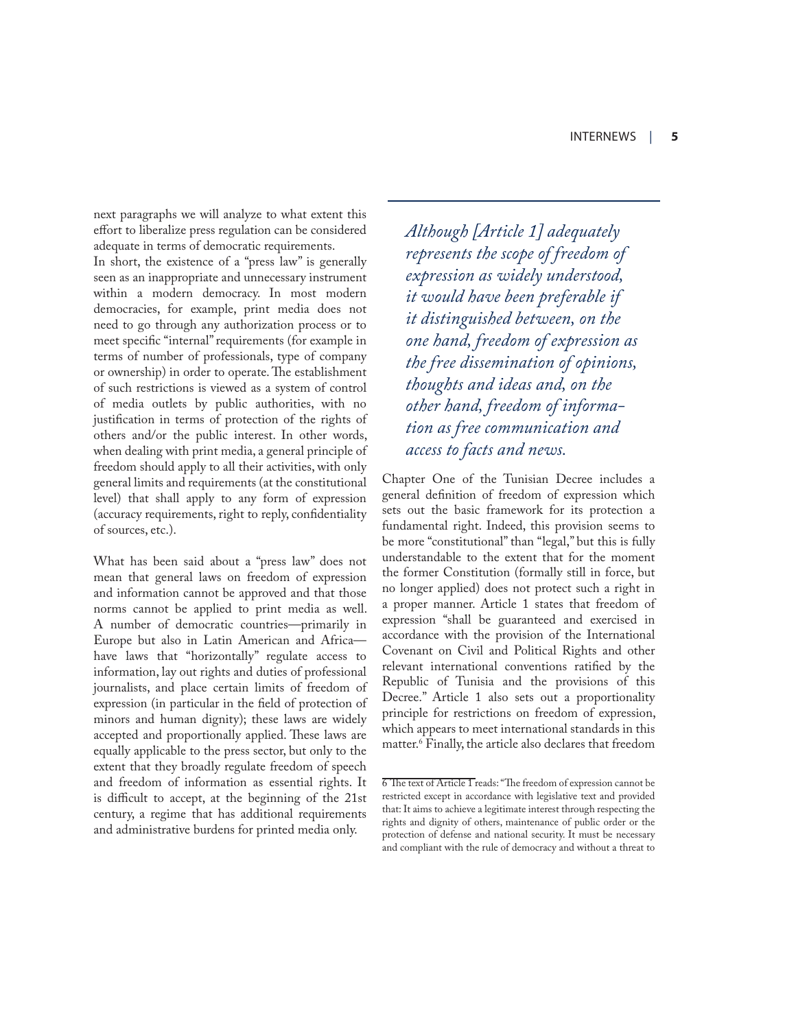next paragraphs we will analyze to what extent this effort to liberalize press regulation can be considered adequate in terms of democratic requirements.

In short, the existence of a "press law" is generally seen as an inappropriate and unnecessary instrument within a modern democracy. In most modern democracies, for example, print media does not need to go through any authorization process or to meet specific "internal" requirements (for example in terms of number of professionals, type of company or ownership) in order to operate. The establishment of such restrictions is viewed as a system of control of media outlets by public authorities, with no justification in terms of protection of the rights of others and/or the public interest. In other words, when dealing with print media, a general principle of freedom should apply to all their activities, with only general limits and requirements (at the constitutional level) that shall apply to any form of expression (accuracy requirements, right to reply, confidentiality of sources, etc.).

What has been said about a "press law" does not mean that general laws on freedom of expression and information cannot be approved and that those norms cannot be applied to print media as well. A number of democratic countries—primarily in Europe but also in Latin American and Africa—have laws that "horizontally" regulate access to information, lay out rights and duties of professional journalists, and place certain limits of freedom of expression (in particular in the field of protection of minors and human dignity); these laws are widely accepted and proportionally applied. These laws are equally applicable to the press sector, but only to the extent that they broadly regulate freedom of speech and freedom of information as essential rights. It is difficult to accept, at the beginning of the 21st century, a regime that has additional requirements and administrative burdens for printed media only.

> *Although [Article 1] adequately represents the scope of freedom of expression as widely understood, it would have been preferable if it distinguished between, on the one hand, freedom of expression as the free dissemination of opinions, thoughts and ideas and, on the other hand, freedom of information as free communication and access to facts and news.*

Chapter One of the Tunisian Decree includes a general definition of freedom of expression which sets out the basic framework for its protection a fundamental right. Indeed, this provision seems to be more "constitutional" than "legal," but this is fully understandable to the extent that for the moment the former Constitution (formally still in force, but no longer applied) does not protect such a right in a proper manner. Article 1 states that freedom of expression "shall be guaranteed and exercised in accordance with the provision of the International Covenant on Civil and Political Rights and other relevant international conventions ratified by the Republic of Tunisia and the provisions of this Decree." Article 1 also sets out a proportionality principle for restrictions on freedom of expression, which appears to meet international standards in this matter.[6] Finally, the article also declares that freedom

[6] The text of Article 1 reads: "The freedom of expression cannot be restricted except in accordance with legislative text and provided that: It aims to achieve a legitimate interest through respecting the rights and dignity of others, maintenance of public order or the protection of defense and national security. It must be necessary and compliant with the rule of democracy and without a threat to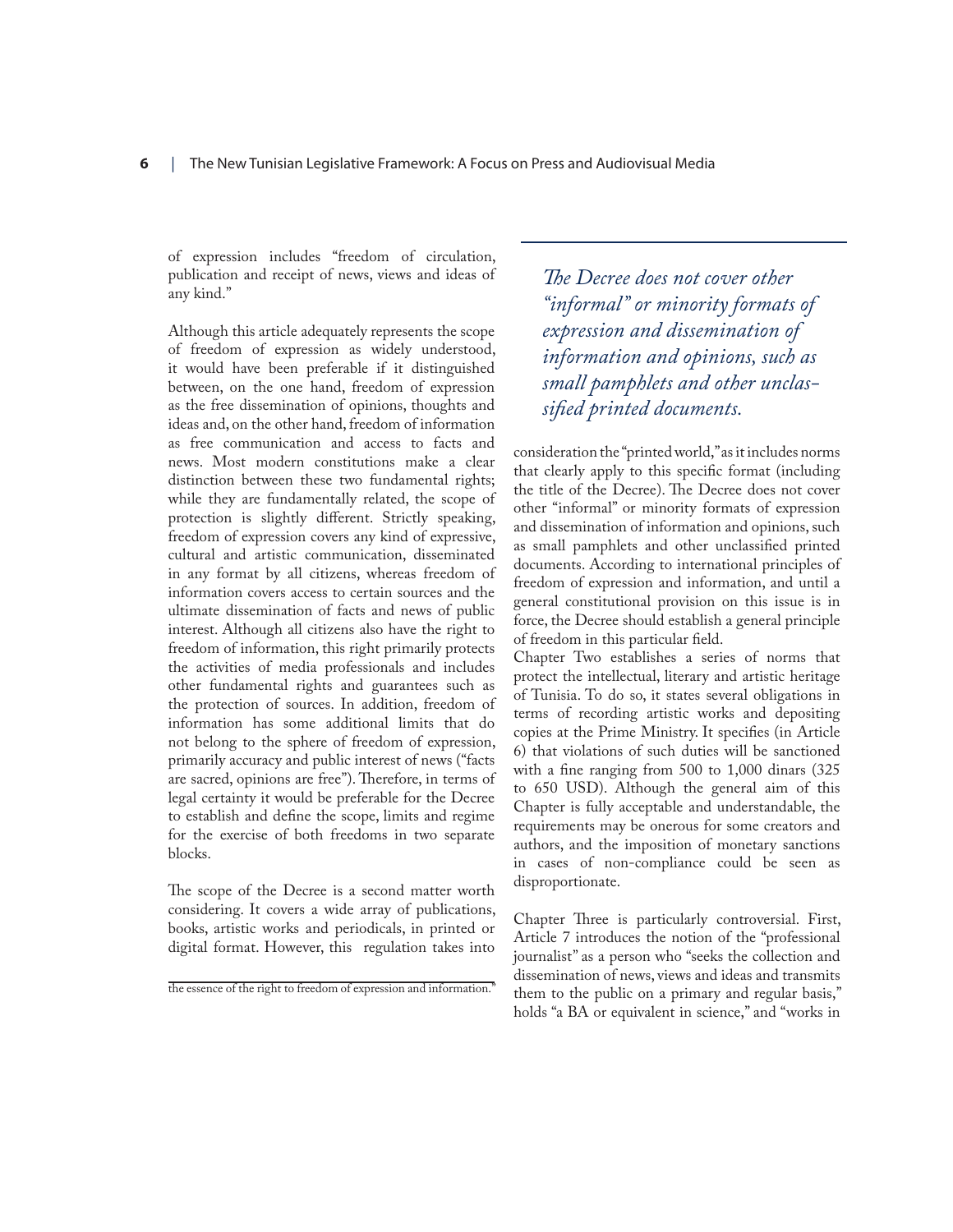of expression includes "freedom of circulation, publication and receipt of news, views and ideas of any kind."

Although this article adequately represents the scope of freedom of expression as widely understood, it would have been preferable if it distinguished between, on the one hand, freedom of expression as the free dissemination of opinions, thoughts and ideas and, on the other hand, freedom of information as free communication and access to facts and news. Most modern constitutions make a clear distinction between these two fundamental rights; while they are fundamentally related, the scope of protection is slightly different. Strictly speaking, freedom of expression covers any kind of expressive, cultural and artistic communication, disseminated in any format by all citizens, whereas freedom of information covers access to certain sources and the ultimate dissemination of facts and news of public interest. Although all citizens also have the right to freedom of information, this right primarily protects the activities of media professionals and includes other fundamental rights and guarantees such as the protection of sources. In addition, freedom of information has some additional limits that do not belong to the sphere of freedom of expression, primarily accuracy and public interest of news ("facts are sacred, opinions are free"). Therefore, in terms of legal certainty it would be preferable for the Decree to establish and define the scope, limits and regime for the exercise of both freedoms in two separate blocks.

The scope of the Decree is a second matter worth considering. It covers a wide array of publications, books, artistic works and periodicals, in printed or digital format. However, this regulation takes into consideration the "printed world," as it includes norms that clearly apply to this specific format (including the title of the Decree). The Decree does not cover other "informal" or minority formats of expression and dissemination of information and opinions, such as small pamphlets and other unclassified printed documents. According to international principles of freedom of expression and information, and until a general constitutional provision on this issue is in force, the Decree should establish a general principle of freedom in this particular field.

> *The Decree does not cover other "informal" or minority formats of expression and dissemination of information and opinions, such as small pamphlets and other unclassified printed documents.*

Chapter Two establishes a series of norms that protect the intellectual, literary and artistic heritage of Tunisia. To do so, it states several obligations in terms of recording artistic works and depositing copies at the Prime Ministry. It specifies (in Article 6) that violations of such duties will be sanctioned with a fine ranging from 500 to 1,000 dinars (325 to 650 USD). Although the general aim of this Chapter is fully acceptable and understandable, the requirements may be onerous for some creators and authors, and the imposition of monetary sanctions in cases of non-compliance could be seen as disproportionate.

Chapter Three is particularly controversial. First, Article 7 introduces the notion of the "professional journalist" as a person who "seeks the collection and dissemination of news, views and ideas and transmits them to the public on a primary and regular basis," holds "a BA or equivalent in science," and "works in

the essence of the right to freedom of expression and information."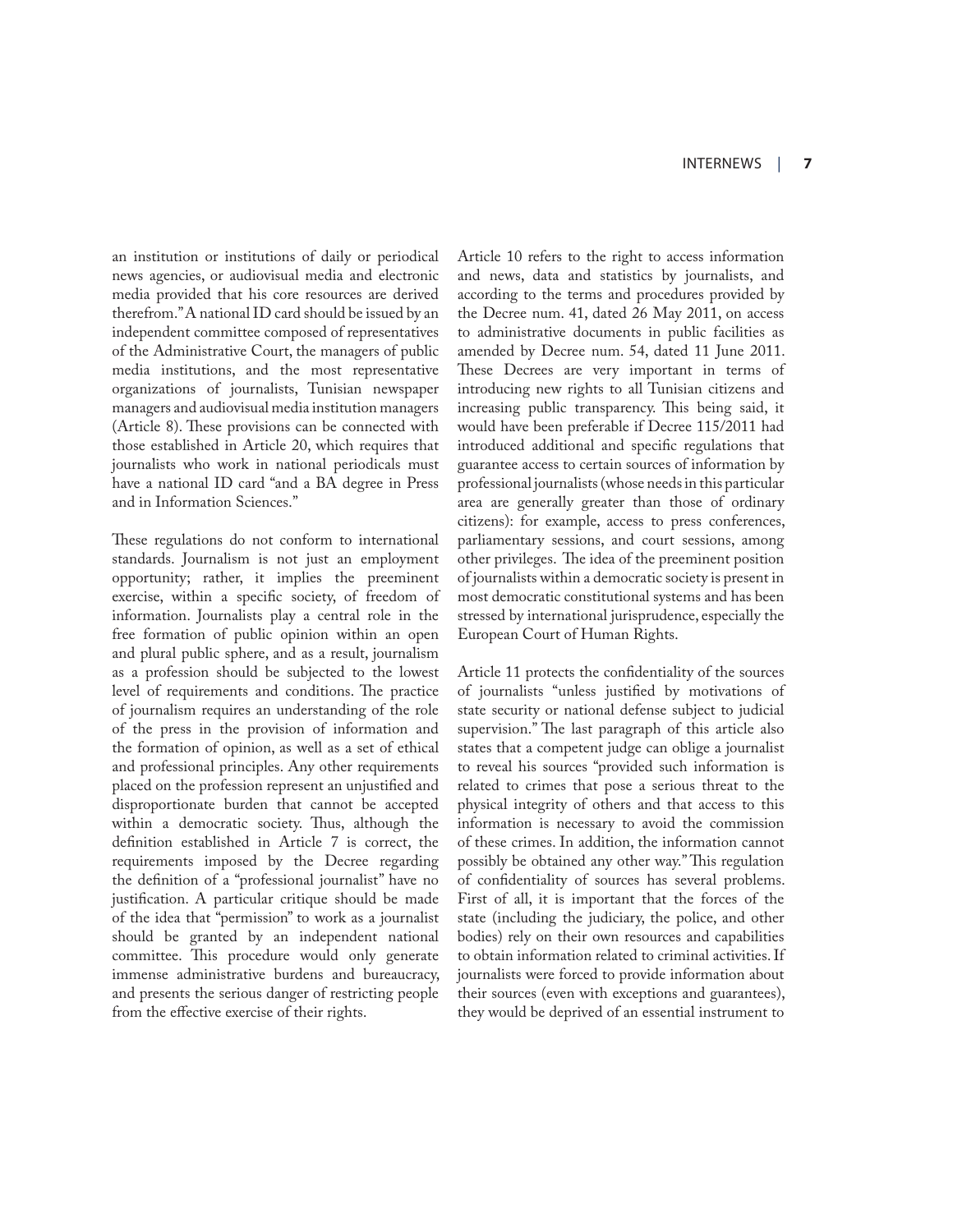an institution or institutions of daily or periodical news agencies, or audiovisual media and electronic media provided that his core resources are derived therefrom." A national ID card should be issued by an independent committee composed of representatives of the Administrative Court, the managers of public media institutions, and the most representative organizations of journalists, Tunisian newspaper managers and audiovisual media institution managers (Article 8). These provisions can be connected with those established in Article 20, which requires that journalists who work in national periodicals must have a national ID card "and a BA degree in Press and in Information Sciences."

These regulations do not conform to international standards. Journalism is not just an employment opportunity; rather, it implies the preeminent exercise, within a specific society, of freedom of information. Journalists play a central role in the free formation of public opinion within an open and plural public sphere, and as a result, journalism as a profession should be subjected to the lowest level of requirements and conditions. The practice of journalism requires an understanding of the role of the press in the provision of information and the formation of opinion, as well as a set of ethical and professional principles. Any other requirements placed on the profession represent an unjustified and disproportionate burden that cannot be accepted within a democratic society. Thus, although the definition established in Article 7 is correct, the requirements imposed by the Decree regarding the definition of a "professional journalist" have no justification. A particular critique should be made of the idea that "permission" to work as a journalist should be granted by an independent national committee. This procedure would only generate immense administrative burdens and bureaucracy, and presents the serious danger of restricting people from the effective exercise of their rights.

Article 10 refers to the right to access information and news, data and statistics by journalists, and according to the terms and procedures provided by the Decree num. 41, dated 26 May 2011, on access to administrative documents in public facilities as amended by Decree num. 54, dated 11 June 2011. These Decrees are very important in terms of introducing new rights to all Tunisian citizens and increasing public transparency. This being said, it would have been preferable if Decree 115/2011 had introduced additional and specific regulations that guarantee access to certain sources of information by professional journalists (whose needs in this particular area are generally greater than those of ordinary citizens): for example, access to press conferences, parliamentary sessions, and court sessions, among other privileges. The idea of the preeminent position of journalists within a democratic society is present in most democratic constitutional systems and has been stressed by international jurisprudence, especially the European Court of Human Rights.

Article 11 protects the confidentiality of the sources of journalists "unless justified by motivations of state security or national defense subject to judicial supervision." The last paragraph of this article also states that a competent judge can oblige a journalist to reveal his sources "provided such information is related to crimes that pose a serious threat to the physical integrity of others and that access to this information is necessary to avoid the commission of these crimes. In addition, the information cannot possibly be obtained any other way." This regulation of confidentiality of sources has several problems. First of all, it is important that the forces of the state (including the judiciary, the police, and other bodies) rely on their own resources and capabilities to obtain information related to criminal activities. If journalists were forced to provide information about their sources (even with exceptions and guarantees), they would be deprived of an essential instrument to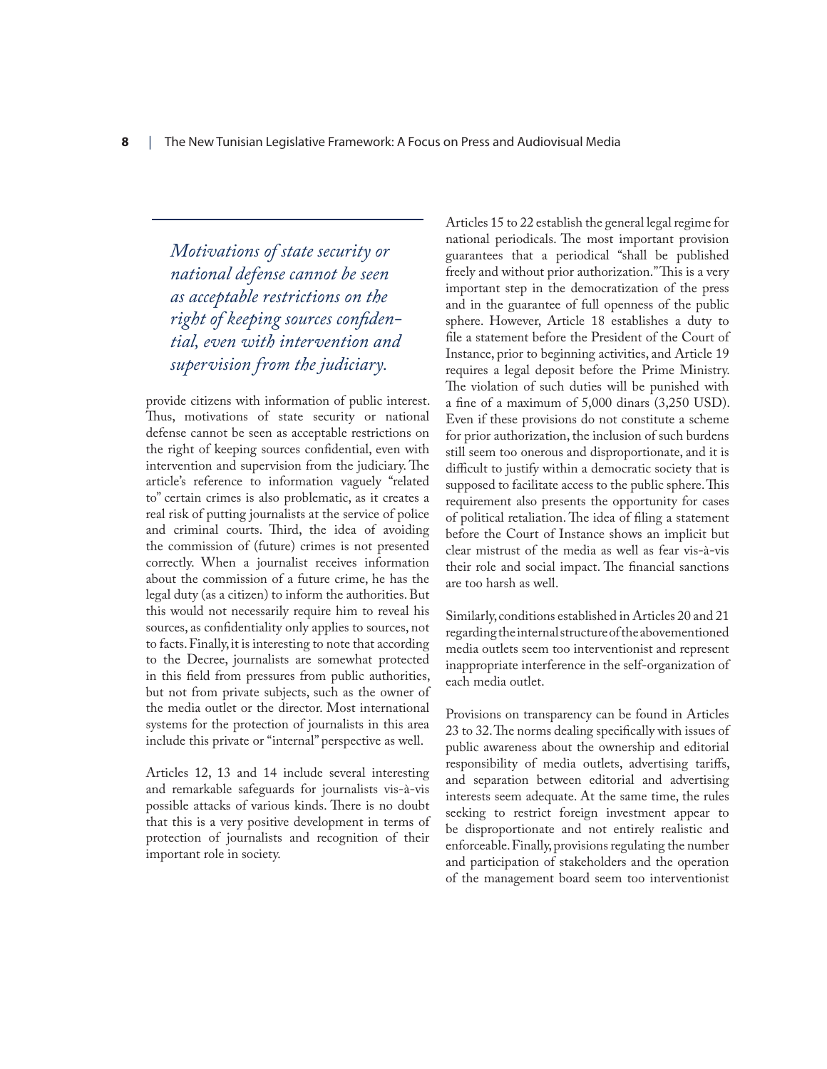> *Motivations of state security or national defense cannot be seen as acceptable restrictions on the right of keeping sources confidential, even with intervention and supervision from the judiciary.*

provide citizens with information of public interest. Thus, motivations of state security or national defense cannot be seen as acceptable restrictions on the right of keeping sources confidential, even with intervention and supervision from the judiciary. The article's reference to information vaguely "related to" certain crimes is also problematic, as it creates a real risk of putting journalists at the service of police and criminal courts. Third, the idea of avoiding the commission of (future) crimes is not presented correctly. When a journalist receives information about the commission of a future crime, he has the legal duty (as a citizen) to inform the authorities. But this would not necessarily require him to reveal his sources, as confidentiality only applies to sources, not to facts. Finally, it is interesting to note that according to the Decree, journalists are somewhat protected in this field from pressures from public authorities, but not from private subjects, such as the owner of the media outlet or the director. Most international systems for the protection of journalists in this area include this private or "internal" perspective as well.

Articles 12, 13 and 14 include several interesting and remarkable safeguards for journalists vis-à-vis possible attacks of various kinds. There is no doubt that this is a very positive development in terms of protection of journalists and recognition of their important role in society.

Articles 15 to 22 establish the general legal regime for national periodicals. The most important provision guarantees that a periodical "shall be published freely and without prior authorization." This is a very important step in the democratization of the press and in the guarantee of full openness of the public sphere. However, Article 18 establishes a duty to file a statement before the President of the Court of Instance, prior to beginning activities, and Article 19 requires a legal deposit before the Prime Ministry. The violation of such duties will be punished with a fine of a maximum of 5,000 dinars (3,250 USD). Even if these provisions do not constitute a scheme for prior authorization, the inclusion of such burdens still seem too onerous and disproportionate, and it is difficult to justify within a democratic society that is supposed to facilitate access to the public sphere. This requirement also presents the opportunity for cases of political retaliation. The idea of filing a statement before the Court of Instance shows an implicit but clear mistrust of the media as well as fear vis-à-vis their role and social impact. The financial sanctions are too harsh as well.

Similarly, conditions established in Articles 20 and 21 regarding the internal structure of the abovementioned media outlets seem too interventionist and represent inappropriate interference in the self-organization of each media outlet.

Provisions on transparency can be found in Articles 23 to 32. The norms dealing specifically with issues of public awareness about the ownership and editorial responsibility of media outlets, advertising tariffs, and separation between editorial and advertising interests seem adequate. At the same time, the rules seeking to restrict foreign investment appear to be disproportionate and not entirely realistic and enforceable. Finally, provisions regulating the number and participation of stakeholders and the operation of the management board seem too interventionist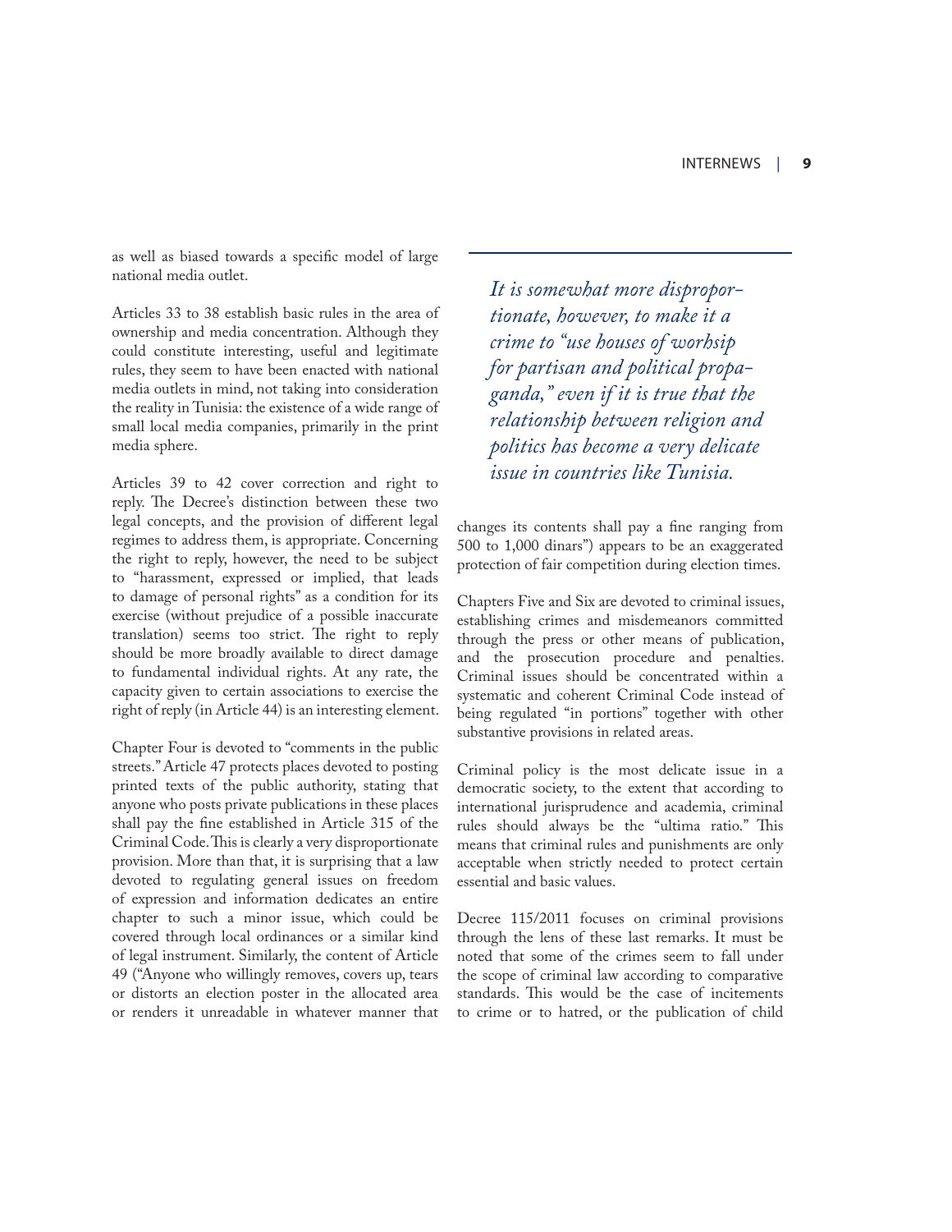as well as biased towards a specific model of large national media outlet.

Articles 33 to 38 establish basic rules in the area of ownership and media concentration. Although they could constitute interesting, useful and legitimate rules, they seem to have been enacted with national media outlets in mind, not taking into consideration the reality in Tunisia: the existence of a wide range of small local media companies, primarily in the print media sphere.

Articles 39 to 42 cover correction and right to reply. The Decree's distinction between these two legal concepts, and the provision of different legal regimes to address them, is appropriate. Concerning the right to reply, however, the need to be subject to "harassment, expressed or implied, that leads to damage of personal rights" as a condition for its exercise (without prejudice of a possible inaccurate translation) seems too strict. The right to reply should be more broadly available to direct damage to fundamental individual rights. At any rate, the capacity given to certain associations to exercise the right of reply (in Article 44) is an interesting element.

Chapter Four is devoted to "comments in the public streets." Article 47 protects places devoted to posting printed texts of the public authority, stating that anyone who posts private publications in these places shall pay the fine established in Article 315 of the Criminal Code. This is clearly a very disproportionate provision. More than that, it is surprising that a law devoted to regulating general issues on freedom of expression and information dedicates an entire chapter to such a minor issue, which could be covered through local ordinances or a similar kind of legal instrument. Similarly, the content of Article 49 ("Anyone who willingly removes, covers up, tears or distorts an election poster in the allocated area or renders it unreadable in whatever manner that changes its contents shall pay a fine ranging from 500 to 1,000 dinars") appears to be an exaggerated protection of fair competition during election times.

> *It is somewhat more disproportionate, however, to make it a crime to "use houses of worhsip for partisan and political propaganda," even if it is true that the relationship between religion and politics has become a very delicate issue in countries like Tunisia.*

Chapters Five and Six are devoted to criminal issues, establishing crimes and misdemeanors committed through the press or other means of publication, and the prosecution procedure and penalties. Criminal issues should be concentrated within a systematic and coherent Criminal Code instead of being regulated "in portions" together with other substantive provisions in related areas.

Criminal policy is the most delicate issue in a democratic society, to the extent that according to international jurisprudence and academia, criminal rules should always be the "ultima ratio." This means that criminal rules and punishments are only acceptable when strictly needed to protect certain essential and basic values.

Decree 115/2011 focuses on criminal provisions through the lens of these last remarks. It must be noted that some of the crimes seem to fall under the scope of criminal law according to comparative standards. This would be the case of incitements to crime or to hatred, or the publication of child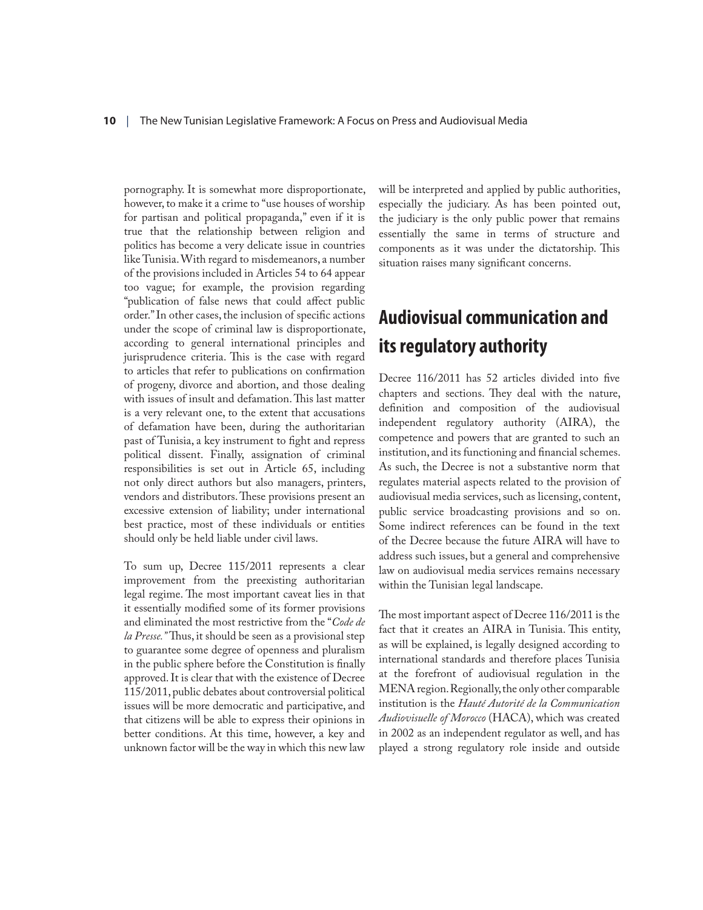pornography. It is somewhat more disproportionate, however, to make it a crime to "use houses of worship for partisan and political propaganda," even if it is true that the relationship between religion and politics has become a very delicate issue in countries like Tunisia. With regard to misdemeanors, a number of the provisions included in Articles 54 to 64 appear too vague; for example, the provision regarding "publication of false news that could affect public order." In other cases, the inclusion of specific actions under the scope of criminal law is disproportionate, according to general international principles and jurisprudence criteria. This is the case with regard to articles that refer to publications on confirmation of progeny, divorce and abortion, and those dealing with issues of insult and defamation. This last matter is a very relevant one, to the extent that accusations of defamation have been, during the authoritarian past of Tunisia, a key instrument to fight and repress political dissent. Finally, assignation of criminal responsibilities is set out in Article 65, including not only direct authors but also managers, printers, vendors and distributors. These provisions present an excessive extension of liability; under international best practice, most of these individuals or entities should only be held liable under civil laws.

To sum up, Decree 115/2011 represents a clear improvement from the preexisting authoritarian legal regime. The most important caveat lies in that it essentially modified some of its former provisions and eliminated the most restrictive from the "*Code de la Presse.*" Thus, it should be seen as a provisional step to guarantee some degree of openness and pluralism in the public sphere before the Constitution is finally approved. It is clear that with the existence of Decree 115/2011, public debates about controversial political issues will be more democratic and participative, and that citizens will be able to express their opinions in better conditions. At this time, however, a key and unknown factor will be the way in which this new law will be interpreted and applied by public authorities, especially the judiciary. As has been pointed out, the judiciary is the only public power that remains essentially the same in terms of structure and components as it was under the dictatorship. This situation raises many significant concerns.

## Audiovisual communication and its regulatory authority

Decree 116/2011 has 52 articles divided into five chapters and sections. They deal with the nature, definition and composition of the audiovisual independent regulatory authority (AIRA), the competence and powers that are granted to such an institution, and its functioning and financial schemes. As such, the Decree is not a substantive norm that regulates material aspects related to the provision of audiovisual media services, such as licensing, content, public service broadcasting provisions and so on. Some indirect references can be found in the text of the Decree because the future AIRA will have to address such issues, but a general and comprehensive law on audiovisual media services remains necessary within the Tunisian legal landscape.

The most important aspect of Decree 116/2011 is the fact that it creates an AIRA in Tunisia. This entity, as will be explained, is legally designed according to international standards and therefore places Tunisia at the forefront of audiovisual regulation in the MENA region. Regionally, the only other comparable institution is the *Hauté Autorité de la Communication Audiovisuelle of Morocco* (HACA), which was created in 2002 as an independent regulator as well, and has played a strong regulatory role inside and outside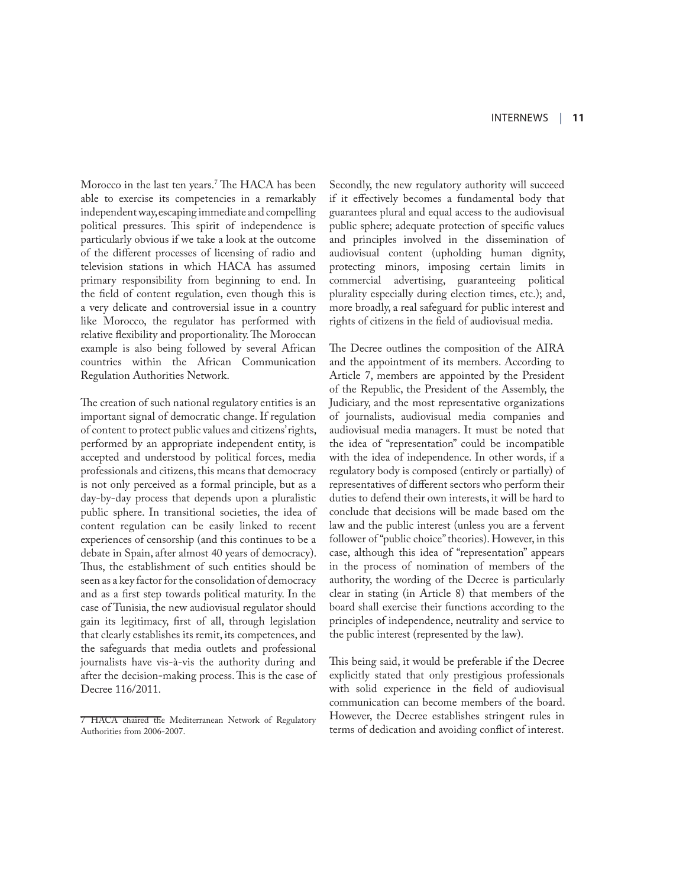Morocco in the last ten years.[7] The HACA has been able to exercise its competencies in a remarkably independent way, escaping immediate and compelling political pressures. This spirit of independence is particularly obvious if we take a look at the outcome of the different processes of licensing of radio and television stations in which HACA has assumed primary responsibility from beginning to end. In the field of content regulation, even though this is a very delicate and controversial issue in a country like Morocco, the regulator has performed with relative flexibility and proportionality. The Moroccan example is also being followed by several African countries within the African Communication Regulation Authorities Network.

The creation of such national regulatory entities is an important signal of democratic change. If regulation of content to protect public values and citizens' rights, performed by an appropriate independent entity, is accepted and understood by political forces, media professionals and citizens, this means that democracy is not only perceived as a formal principle, but as a day-by-day process that depends upon a pluralistic public sphere. In transitional societies, the idea of content regulation can be easily linked to recent experiences of censorship (and this continues to be a debate in Spain, after almost 40 years of democracy). Thus, the establishment of such entities should be seen as a key factor for the consolidation of democracy and as a first step towards political maturity. In the case of Tunisia, the new audiovisual regulator should gain its legitimacy, first of all, through legislation that clearly establishes its remit, its competences, and the safeguards that media outlets and professional journalists have vis-à-vis the authority during and after the decision-making process. This is the case of Decree 116/2011.

Secondly, the new regulatory authority will succeed if it effectively becomes a fundamental body that guarantees plural and equal access to the audiovisual public sphere; adequate protection of specific values and principles involved in the dissemination of audiovisual content (upholding human dignity, protecting minors, imposing certain limits in commercial advertising, guaranteeing political plurality especially during election times, etc.); and, more broadly, a real safeguard for public interest and rights of citizens in the field of audiovisual media.

The Decree outlines the composition of the AIRA and the appointment of its members. According to Article 7, members are appointed by the President of the Republic, the President of the Assembly, the Judiciary, and the most representative organizations of journalists, audiovisual media companies and audiovisual media managers. It must be noted that the idea of "representation" could be incompatible with the idea of independence. In other words, if a regulatory body is composed (entirely or partially) of representatives of different sectors who perform their duties to defend their own interests, it will be hard to conclude that decisions will be made based om the law and the public interest (unless you are a fervent follower of "public choice" theories). However, in this case, although this idea of "representation" appears in the process of nomination of members of the authority, the wording of the Decree is particularly clear in stating (in Article 8) that members of the board shall exercise their functions according to the principles of independence, neutrality and service to the public interest (represented by the law).

This being said, it would be preferable if the Decree explicitly stated that only prestigious professionals with solid experience in the field of audiovisual communication can become members of the board. However, the Decree establishes stringent rules in terms of dedication and avoiding conflict of interest.

---

[7] HACA chaired the Mediterranean Network of Regulatory Authorities from 2006-2007.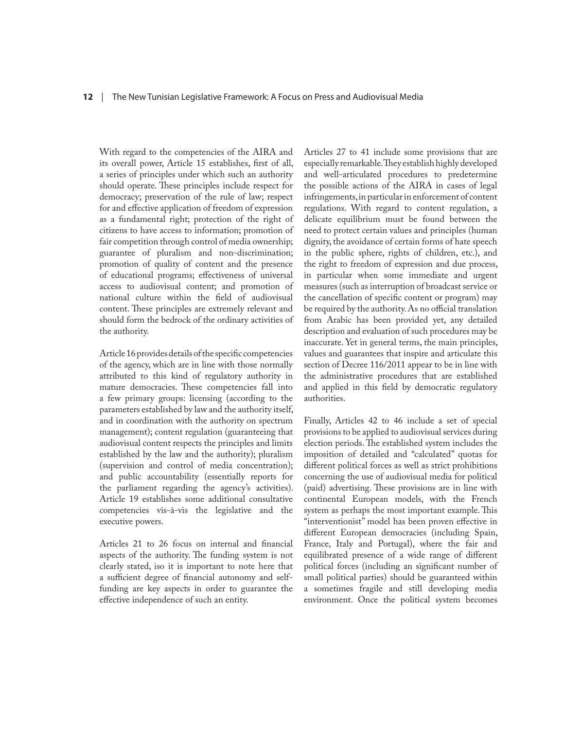With regard to the competencies of the AIRA and its overall power, Article 15 establishes, first of all, a series of principles under which such an authority should operate. These principles include respect for democracy; preservation of the rule of law; respect for and effective application of freedom of expression as a fundamental right; protection of the right of citizens to have access to information; promotion of fair competition through control of media ownership; guarantee of pluralism and non-discrimination; promotion of quality of content and the presence of educational programs; effectiveness of universal access to audiovisual content; and promotion of national culture within the field of audiovisual content. These principles are extremely relevant and should form the bedrock of the ordinary activities of the authority.

Article 16 provides details of the specific competencies of the agency, which are in line with those normally attributed to this kind of regulatory authority in mature democracies. These competencies fall into a few primary groups: licensing (according to the parameters established by law and the authority itself, and in coordination with the authority on spectrum management); content regulation (guaranteeing that audiovisual content respects the principles and limits established by the law and the authority); pluralism (supervision and control of media concentration); and public accountability (essentially reports for the parliament regarding the agency's activities). Article 19 establishes some additional consultative competencies vis-à-vis the legislative and the executive powers.

Articles 21 to 26 focus on internal and financial aspects of the authority. The funding system is not clearly stated, iso it is important to note here that a sufficient degree of financial autonomy and self-funding are key aspects in order to guarantee the effective independence of such an entity.

Articles 27 to 41 include some provisions that are especially remarkable. They establish highly developed and well-articulated procedures to predetermine the possible actions of the AIRA in cases of legal infringements, in particular in enforcement of content regulations. With regard to content regulation, a delicate equilibrium must be found between the need to protect certain values and principles (human dignity, the avoidance of certain forms of hate speech in the public sphere, rights of children, etc.), and the right to freedom of expression and due process, in particular when some immediate and urgent measures (such as interruption of broadcast service or the cancellation of specific content or program) may be required by the authority. As no official translation from Arabic has been provided yet, any detailed description and evaluation of such procedures may be inaccurate. Yet in general terms, the main principles, values and guarantees that inspire and articulate this section of Decree 116/2011 appear to be in line with the administrative procedures that are established and applied in this field by democratic regulatory authorities.

Finally, Articles 42 to 46 include a set of special provisions to be applied to audiovisual services during election periods. The established system includes the imposition of detailed and "calculated" quotas for different political forces as well as strict prohibitions concerning the use of audiovisual media for political (paid) advertising. These provisions are in line with continental European models, with the French system as perhaps the most important example. This "interventionist" model has been proven effective in different European democracies (including Spain, France, Italy and Portugal), where the fair and equilibrated presence of a wide range of different political forces (including an significant number of small political parties) should be guaranteed within a sometimes fragile and still developing media environment. Once the political system becomes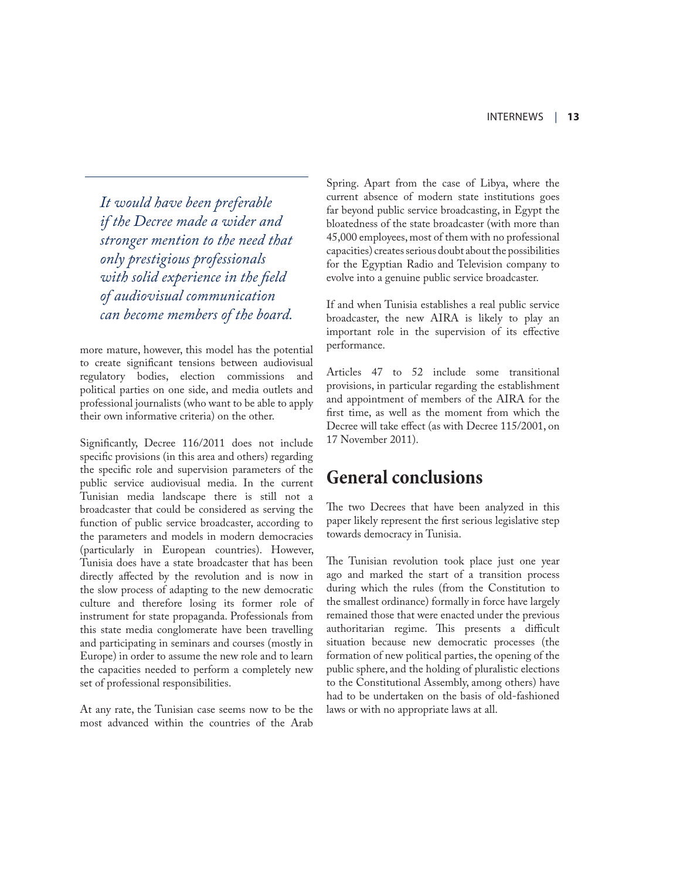*It would have been preferable if the Decree made a wider and stronger mention to the need that only prestigious professionals with solid experience in the field of audiovisual communication can become members of the board.*

more mature, however, this model has the potential to create significant tensions between audiovisual regulatory bodies, election commissions and political parties on one side, and media outlets and professional journalists (who want to be able to apply their own informative criteria) on the other.

Significantly, Decree 116/2011 does not include specific provisions (in this area and others) regarding the specific role and supervision parameters of the public service audiovisual media. In the current Tunisian media landscape there is still not a broadcaster that could be considered as serving the function of public service broadcaster, according to the parameters and models in modern democracies (particularly in European countries). However, Tunisia does have a state broadcaster that has been directly affected by the revolution and is now in the slow process of adapting to the new democratic culture and therefore losing its former role of instrument for state propaganda. Professionals from this state media conglomerate have been travelling and participating in seminars and courses (mostly in Europe) in order to assume the new role and to learn the capacities needed to perform a completely new set of professional responsibilities.

At any rate, the Tunisian case seems now to be the most advanced within the countries of the Arab Spring. Apart from the case of Libya, where the current absence of modern state institutions goes far beyond public service broadcasting, in Egypt the bloatedness of the state broadcaster (with more than 45,000 employees, most of them with no professional capacities) creates serious doubt about the possibilities for the Egyptian Radio and Television company to evolve into a genuine public service broadcaster.

If and when Tunisia establishes a real public service broadcaster, the new AIRA is likely to play an important role in the supervision of its effective performance.

Articles 47 to 52 include some transitional provisions, in particular regarding the establishment and appointment of members of the AIRA for the first time, as well as the moment from which the Decree will take effect (as with Decree 115/2001, on 17 November 2011).

## General conclusions

The two Decrees that have been analyzed in this paper likely represent the first serious legislative step towards democracy in Tunisia.

The Tunisian revolution took place just one year ago and marked the start of a transition process during which the rules (from the Constitution to the smallest ordinance) formally in force have largely remained those that were enacted under the previous authoritarian regime. This presents a difficult situation because new democratic processes (the formation of new political parties, the opening of the public sphere, and the holding of pluralistic elections to the Constitutional Assembly, among others) have had to be undertaken on the basis of old-fashioned laws or with no appropriate laws at all.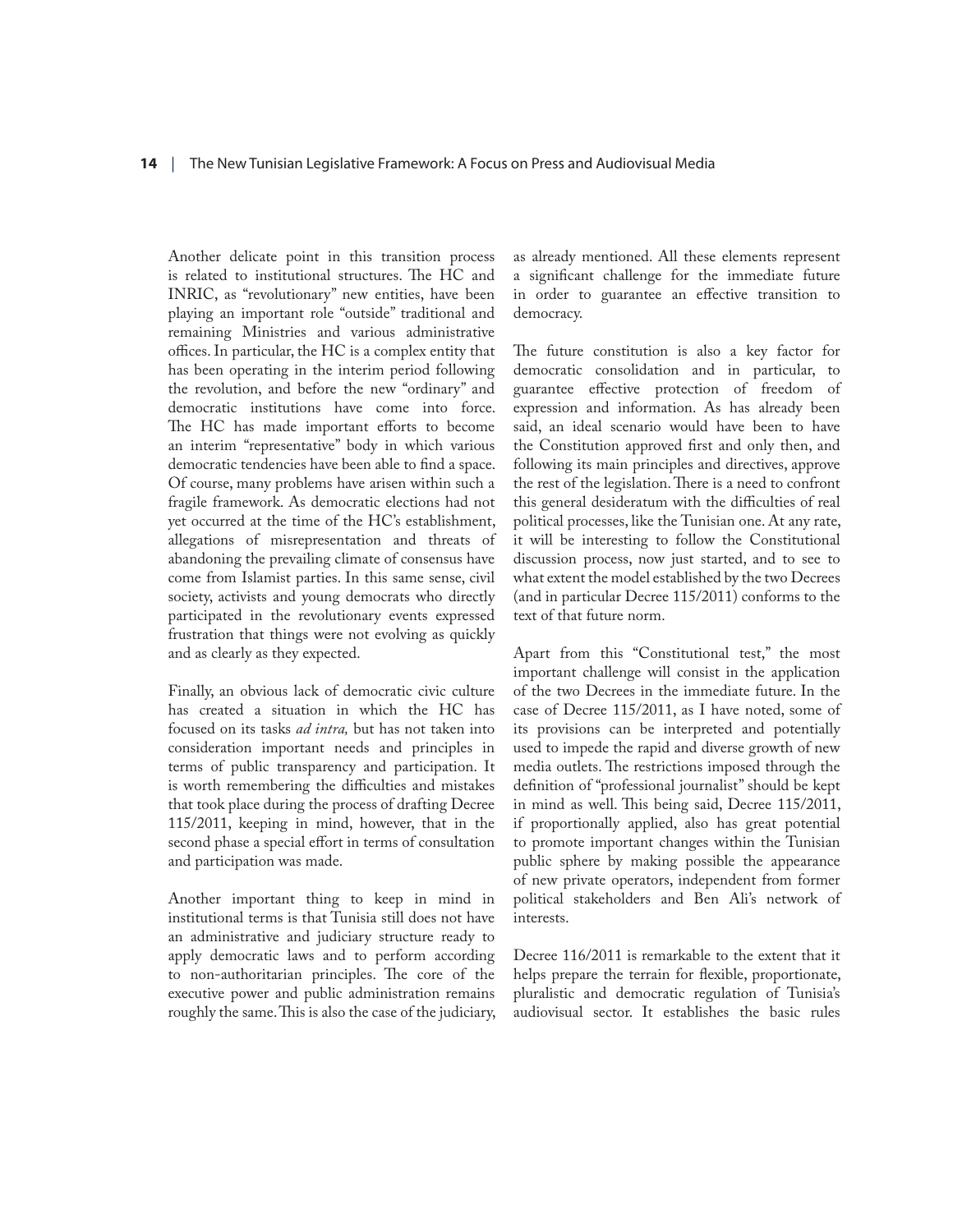Another delicate point in this transition process is related to institutional structures. The HC and INRIC, as "revolutionary" new entities, have been playing an important role "outside" traditional and remaining Ministries and various administrative offices. In particular, the HC is a complex entity that has been operating in the interim period following the revolution, and before the new "ordinary" and democratic institutions have come into force. The HC has made important efforts to become an interim "representative" body in which various democratic tendencies have been able to find a space. Of course, many problems have arisen within such a fragile framework. As democratic elections had not yet occurred at the time of the HC's establishment, allegations of misrepresentation and threats of abandoning the prevailing climate of consensus have come from Islamist parties. In this same sense, civil society, activists and young democrats who directly participated in the revolutionary events expressed frustration that things were not evolving as quickly and as clearly as they expected.

Finally, an obvious lack of democratic civic culture has created a situation in which the HC has focused on its tasks *ad intra,* but has not taken into consideration important needs and principles in terms of public transparency and participation. It is worth remembering the difficulties and mistakes that took place during the process of drafting Decree 115/2011, keeping in mind, however, that in the second phase a special effort in terms of consultation and participation was made.

Another important thing to keep in mind in institutional terms is that Tunisia still does not have an administrative and judiciary structure ready to apply democratic laws and to perform according to non-authoritarian principles. The core of the executive power and public administration remains roughly the same. This is also the case of the judiciary, as already mentioned. All these elements represent a significant challenge for the immediate future in order to guarantee an effective transition to democracy.

The future constitution is also a key factor for democratic consolidation and in particular, to guarantee effective protection of freedom of expression and information. As has already been said, an ideal scenario would have been to have the Constitution approved first and only then, and following its main principles and directives, approve the rest of the legislation. There is a need to confront this general desideratum with the difficulties of real political processes, like the Tunisian one. At any rate, it will be interesting to follow the Constitutional discussion process, now just started, and to see to what extent the model established by the two Decrees (and in particular Decree 115/2011) conforms to the text of that future norm.

Apart from this "Constitutional test," the most important challenge will consist in the application of the two Decrees in the immediate future. In the case of Decree 115/2011, as I have noted, some of its provisions can be interpreted and potentially used to impede the rapid and diverse growth of new media outlets. The restrictions imposed through the definition of "professional journalist" should be kept in mind as well. This being said, Decree 115/2011, if proportionally applied, also has great potential to promote important changes within the Tunisian public sphere by making possible the appearance of new private operators, independent from former political stakeholders and Ben Ali's network of interests.

Decree 116/2011 is remarkable to the extent that it helps prepare the terrain for flexible, proportionate, pluralistic and democratic regulation of Tunisia's audiovisual sector. It establishes the basic rules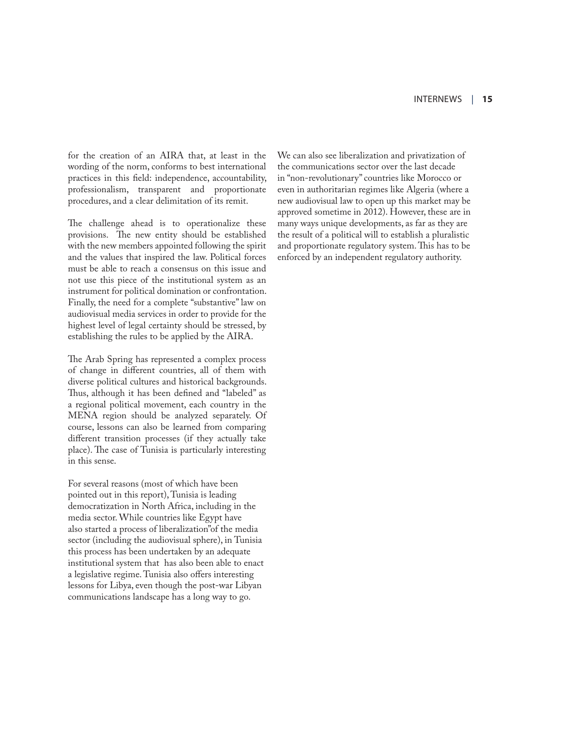for the creation of an AIRA that, at least in the wording of the norm, conforms to best international practices in this field: independence, accountability, professionalism, transparent and proportionate procedures, and a clear delimitation of its remit.

The challenge ahead is to operationalize these provisions. The new entity should be established with the new members appointed following the spirit and the values that inspired the law. Political forces must be able to reach a consensus on this issue and not use this piece of the institutional system as an instrument for political domination or confrontation. Finally, the need for a complete "substantive" law on audiovisual media services in order to provide for the highest level of legal certainty should be stressed, by establishing the rules to be applied by the AIRA.

The Arab Spring has represented a complex process of change in different countries, all of them with diverse political cultures and historical backgrounds. Thus, although it has been defined and "labeled" as a regional political movement, each country in the MENA region should be analyzed separately. Of course, lessons can also be learned from comparing different transition processes (if they actually take place). The case of Tunisia is particularly interesting in this sense.

For several reasons (most of which have been pointed out in this report), Tunisia is leading democratization in North Africa, including in the media sector. While countries like Egypt have also started a process of liberalization"of the media sector (including the audiovisual sphere), in Tunisia this process has been undertaken by an adequate institutional system that has also been able to enact a legislative regime. Tunisia also offers interesting lessons for Libya, even though the post-war Libyan communications landscape has a long way to go.

We can also see liberalization and privatization of the communications sector over the last decade in "non-revolutionary" countries like Morocco or even in authoritarian regimes like Algeria (where a new audiovisual law to open up this market may be approved sometime in 2012). However, these are in many ways unique developments, as far as they are the result of a political will to establish a pluralistic and proportionate regulatory system. This has to be enforced by an independent regulatory authority.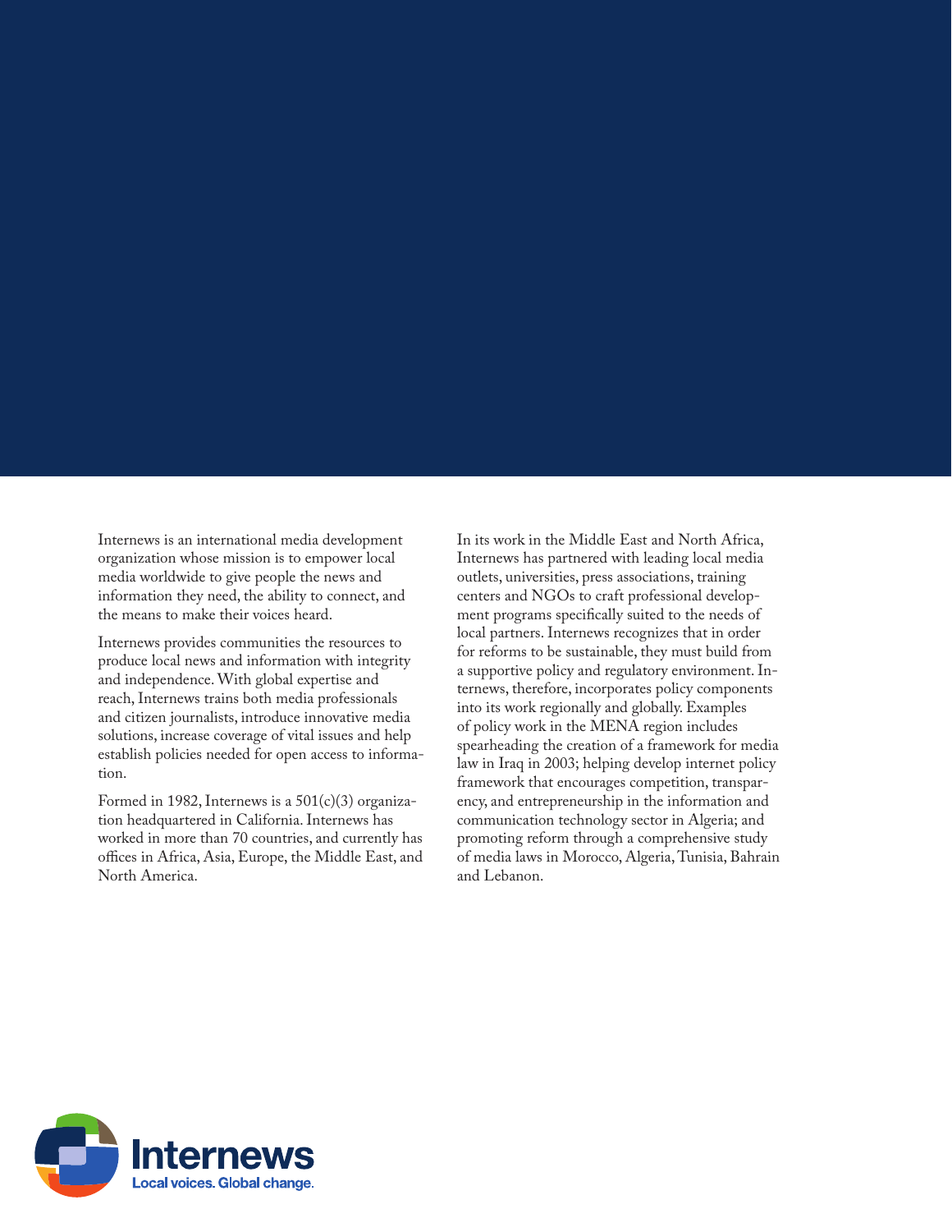Internews is an international media development organization whose mission is to empower local media worldwide to give people the news and information they need, the ability to connect, and the means to make their voices heard.

Internews provides communities the resources to produce local news and information with integrity and independence. With global expertise and reach, Internews trains both media professionals and citizen journalists, introduce innovative media solutions, increase coverage of vital issues and help establish policies needed for open access to information.

Formed in 1982, Internews is a 501(c)(3) organization headquartered in California. Internews has worked in more than 70 countries, and currently has offices in Africa, Asia, Europe, the Middle East, and North America.

In its work in the Middle East and North Africa, Internews has partnered with leading local media outlets, universities, press associations, training centers and NGOs to craft professional development programs specifically suited to the needs of local partners. Internews recognizes that in order for reforms to be sustainable, they must build from a supportive policy and regulatory environment. Internews, therefore, incorporates policy components into its work regionally and globally. Examples of policy work in the MENA region includes spearheading the creation of a framework for media law in Iraq in 2003; helping develop internet policy framework that encourages competition, transparency, and entrepreneurship in the information and communication technology sector in Algeria; and promoting reform through a comprehensive study of media laws in Morocco, Algeria, Tunisia, Bahrain and Lebanon.

Internews
Local voices. Global change.